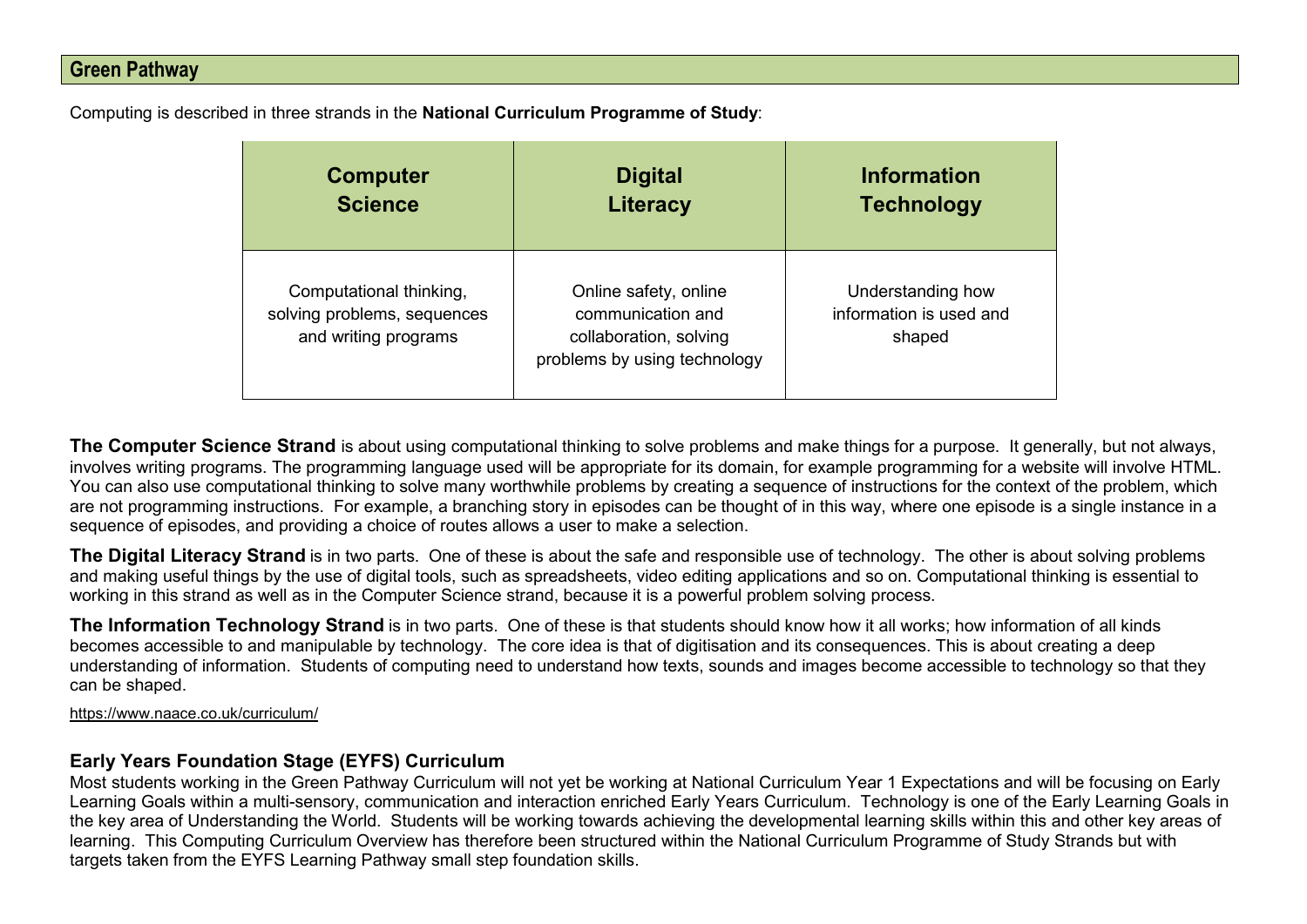## Green Pathway

Computing is described in three strands in the **National Curriculum Programme of Study**:

| Computer Science | Digital Literacy | Information Technology |
|---|---|---|
| Computational thinking, solving problems, sequences and writing programs | Online safety, online communication and collaboration, solving problems by using technology | Understanding how information is used and shaped |

**The Computer Science Strand** is about using computational thinking to solve problems and make things for a purpose. It generally, but not always, involves writing programs. The programming language used will be appropriate for its domain, for example programming for a website will involve HTML. You can also use computational thinking to solve many worthwhile problems by creating a sequence of instructions for the context of the problem, which are not programming instructions. For example, a branching story in episodes can be thought of in this way, where one episode is a single instance in a sequence of episodes, and providing a choice of routes allows a user to make a selection.

**The Digital Literacy Strand** is in two parts. One of these is about the safe and responsible use of technology. The other is about solving problems and making useful things by the use of digital tools, such as spreadsheets, video editing applications and so on. Computational thinking is essential to working in this strand as well as in the Computer Science strand, because it is a powerful problem solving process.

**The Information Technology Strand** is in two parts. One of these is that students should know how it all works; how information of all kinds becomes accessible to and manipulable by technology. The core idea is that of digitisation and its consequences. This is about creating a deep understanding of information. Students of computing need to understand how texts, sounds and images become accessible to technology so that they can be shaped.

https://www.naace.co.uk/curriculum/

### Early Years Foundation Stage (EYFS) Curriculum

Most students working in the Green Pathway Curriculum will not yet be working at National Curriculum Year 1 Expectations and will be focusing on Early Learning Goals within a multi-sensory, communication and interaction enriched Early Years Curriculum. Technology is one of the Early Learning Goals in the key area of Understanding the World. Students will be working towards achieving the developmental learning skills within this and other key areas of learning. This Computing Curriculum Overview has therefore been structured within the National Curriculum Programme of Study Strands but with targets taken from the EYFS Learning Pathway small step foundation skills.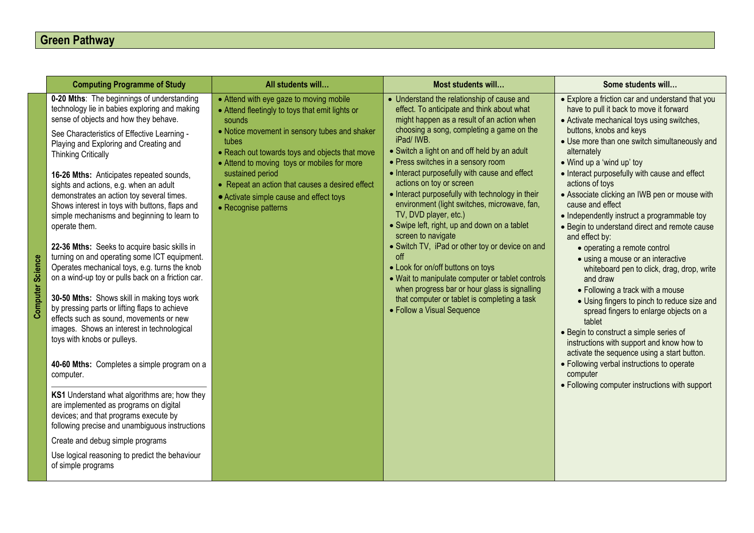## Green Pathway

| | Computing Programme of Study | All students will… | Most students will… | Some students will… |
|---|---|---|---|---|
| **Computer Science** | **0-20 Mths**: The beginnings of understanding technology lie in babies exploring and making sense of objects and how they behave.<br><br>See Characteristics of Effective Learning - Playing and Exploring and Creating and Thinking Critically<br><br>**16-26 Mths:** Anticipates repeated sounds, sights and actions, e.g. when an adult demonstrates an action toy several times. Shows interest in toys with buttons, flaps and simple mechanisms and beginning to learn to operate them.<br><br>**22-36 Mths:** Seeks to acquire basic skills in turning on and operating some ICT equipment. Operates mechanical toys, e.g. turns the knob on a wind-up toy or pulls back on a friction car.<br><br>**30-50 Mths:** Shows skill in making toys work by pressing parts or lifting flaps to achieve effects such as sound, movements or new images. Shows an interest in technological toys with knobs or pulleys.<br><br>**40-60 Mths:** Completes a simple program on a computer.<br><br>**KS1** Understand what algorithms are; how they are implemented as programs on digital devices; and that programs execute by following precise and unambiguous instructions<br><br>Create and debug simple programs<br><br>Use logical reasoning to predict the behaviour of simple programs | • Attend with eye gaze to moving mobile<br>• Attend fleetingly to toys that emit lights or sounds<br>• Notice movement in sensory tubes and shaker tubes<br>• Reach out towards toys and objects that move<br>• Attend to moving toys or mobiles for more sustained period<br>• Repeat an action that causes a desired effect<br>• Activate simple cause and effect toys<br>• Recognise patterns | • Understand the relationship of cause and effect. To anticipate and think about what might happen as a result of an action when choosing a song, completing a game on the iPad/ IWB.<br>• Switch a light on and off held by an adult<br>• Press switches in a sensory room<br>• Interact purposefully with cause and effect actions on toy or screen<br>• Interact purposefully with technology in their environment (light switches, microwave, fan, TV, DVD player, etc.)<br>• Swipe left, right, up and down on a tablet screen to navigate<br>• Switch TV, iPad or other toy or device on and off<br>• Look for on/off buttons on toys<br>• Wait to manipulate computer or tablet controls when progress bar or hour glass is signalling that computer or tablet is completing a task<br>• Follow a Visual Sequence | • Explore a friction car and understand that you have to pull it back to move it forward<br>• Activate mechanical toys using switches, buttons, knobs and keys<br>• Use more than one switch simultaneously and alternately<br>• Wind up a 'wind up' toy<br>• Interact purposefully with cause and effect actions of toys<br>• Associate clicking an IWB pen or mouse with cause and effect<br>• Independently instruct a programmable toy<br>• Begin to understand direct and remote cause and effect by:<br>&nbsp;&nbsp;• operating a remote control<br>&nbsp;&nbsp;• using a mouse or an interactive whiteboard pen to click, drag, drop, write and draw<br>&nbsp;&nbsp;• Following a track with a mouse<br>&nbsp;&nbsp;• Using fingers to pinch to reduce size and spread fingers to enlarge objects on a tablet<br>• Begin to construct a simple series of instructions with support and know how to activate the sequence using a start button.<br>• Following verbal instructions to operate computer<br>• Following computer instructions with support |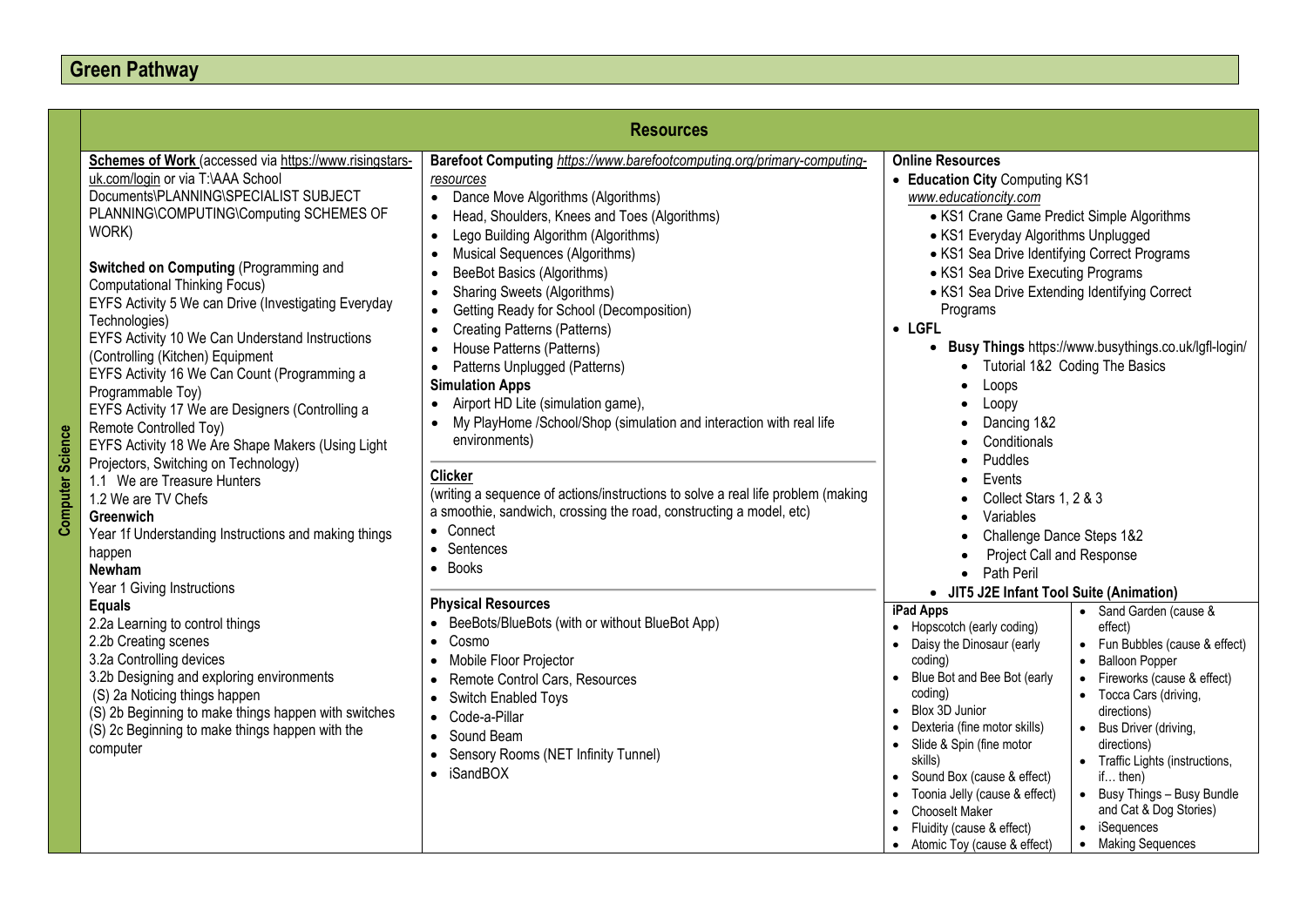## Green Pathway

| Computer Science | Resources | | |
|---|---|---|---|
| | **Schemes of Work** (accessed via https://www.risingstars-uk.com/login or via T:\AAA School Documents\PLANNING\SPECIALIST SUBJECT PLANNING\COMPUTING\Computing SCHEMES OF WORK)<br><br>**Switched on Computing** (Programming and Computational Thinking Focus)<br>EYFS Activity 5 We can Drive (Investigating Everyday Technologies)<br>EYFS Activity 10 We Can Understand Instructions (Controlling (Kitchen) Equipment<br>EYFS Activity 16 We Can Count (Programming a Programmable Toy)<br>EYFS Activity 17 We are Designers (Controlling a Remote Controlled Toy)<br>EYFS Activity 18 We Are Shape Makers (Using Light Projectors, Switching on Technology)<br>1.1 We are Treasure Hunters<br>1.2 We are TV Chefs<br>**Greenwich**<br>Year 1f Understanding Instructions and making things happen<br>**Newham**<br>Year 1 Giving Instructions<br>**Equals**<br>2.2a Learning to control things<br>2.2b Creating scenes<br>3.2a Controlling devices<br>3.2b Designing and exploring environments<br>(S) 2a Noticing things happen<br>(S) 2b Beginning to make things happen with switches<br>(S) 2c Beginning to make things happen with the computer | **Barefoot Computing** *https://www.barefootcomputing.org/primary-computing-resources*<br>• Dance Move Algorithms (Algorithms)<br>• Head, Shoulders, Knees and Toes (Algorithms)<br>• Lego Building Algorithm (Algorithms)<br>• Musical Sequences (Algorithms)<br>• BeeBot Basics (Algorithms)<br>• Sharing Sweets (Algorithms)<br>• Getting Ready for School (Decomposition)<br>• Creating Patterns (Patterns)<br>• House Patterns (Patterns)<br>• Patterns Unplugged (Patterns)<br>**Simulation Apps**<br>• Airport HD Lite (simulation game),<br>• My PlayHome /School/Shop (simulation and interaction with real life environments)<br><br>**Clicker**<br>(writing a sequence of actions/instructions to solve a real life problem (making a smoothie, sandwich, crossing the road, constructing a model, etc)<br>• Connect<br>• Sentences<br>• Books<br><br>**Physical Resources**<br>• BeeBots/BlueBots (with or without BlueBot App)<br>• Cosmo<br>• Mobile Floor Projector<br>• Remote Control Cars, Resources<br>• Switch Enabled Toys<br>• Code-a-Pillar<br>• Sound Beam<br>• Sensory Rooms (NET Infinity Tunnel)<br>• iSandBOX | **Online Resources**<br>• **Education City** Computing KS1 *www.educationcity.com*<br>  • KS1 Crane Game Predict Simple Algorithms<br>  • KS1 Everyday Algorithms Unplugged<br>  • KS1 Sea Drive Identifying Correct Programs<br>  • KS1 Sea Drive Executing Programs<br>  • KS1 Sea Drive Extending Identifying Correct Programs<br>• **LGFL**<br>  • **Busy Things** https://www.busythings.co.uk/lgfl-login/<br>    • Tutorial 1&2 Coding The Basics<br>    • Loops<br>    • Loopy<br>    • Dancing 1&2<br>    • Conditionals<br>    • Puddles<br>    • Events<br>    • Collect Stars 1, 2 & 3<br>    • Variables<br>    • Challenge Dance Steps 1&2<br>    • Project Call and Response<br>    • Path Peril<br>  • **JIT5 J2E Infant Tool Suite (Animation)**<br><br>**iPad Apps**<br>• Hopscotch (early coding)<br>• Daisy the Dinosaur (early coding)<br>• Blue Bot and Bee Bot (early coding)<br>• Blox 3D Junior<br>• Dexteria (fine motor skills)<br>• Slide & Spin (fine motor skills)<br>• Sound Box (cause & effect)<br>• Toonia Jelly (cause & effect)<br>• ChooseIt Maker<br>• Fluidity (cause & effect)<br>• Atomic Toy (cause & effect)<br>• Sand Garden (cause & effect)<br>• Fun Bubbles (cause & effect)<br>• Balloon Popper<br>• Fireworks (cause & effect)<br>• Tocca Cars (driving, directions)<br>• Bus Driver (driving, directions)<br>• Traffic Lights (instructions, if… then)<br>• Busy Things – Busy Bundle and Cat & Dog Stories)<br>• iSequences<br>• Making Sequences |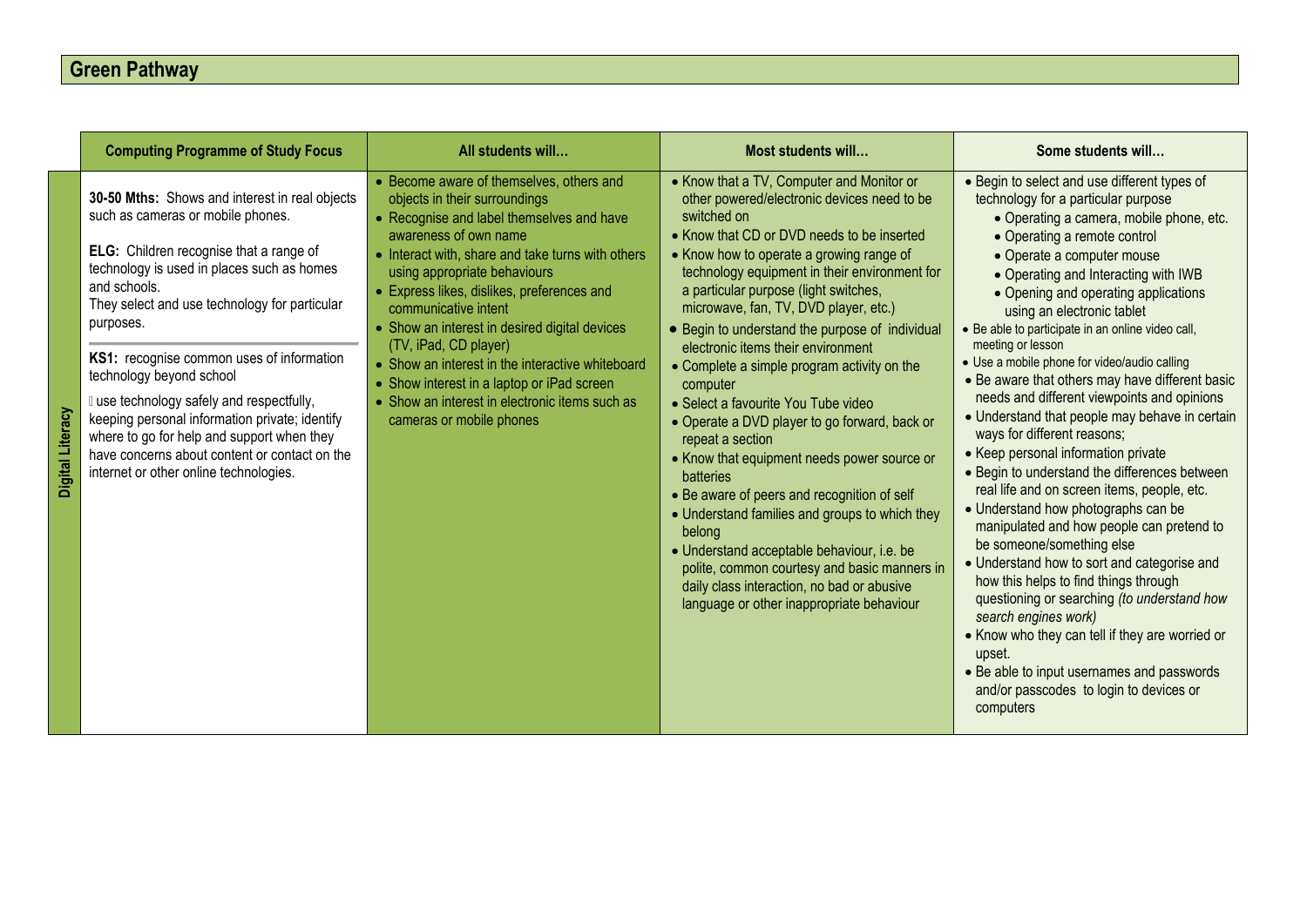## Green Pathway

| | Computing Programme of Study Focus | All students will… | Most students will… | Some students will… |
|---|---|---|---|---|
| **Digital Literacy** | **30-50 Mths:** Shows and interest in real objects such as cameras or mobile phones.<br><br>**ELG:** Children recognise that a range of technology is used in places such as homes and schools.<br>They select and use technology for particular purposes.<br><br>**KS1:** recognise common uses of information technology beyond school<br> use technology safely and respectfully, keeping personal information private; identify where to go for help and support when they have concerns about content or contact on the internet or other online technologies. | • Become aware of themselves, others and objects in their surroundings<br>• Recognise and label themselves and have awareness of own name<br>• Interact with, share and take turns with others using appropriate behaviours<br>• Express likes, dislikes, preferences and communicative intent<br>• Show an interest in desired digital devices (TV, iPad, CD player)<br>• Show an interest in the interactive whiteboard<br>• Show interest in a laptop or iPad screen<br>• Show an interest in electronic items such as cameras or mobile phones | • Know that a TV, Computer and Monitor or other powered/electronic devices need to be switched on<br>• Know that CD or DVD needs to be inserted<br>• Know how to operate a growing range of technology equipment in their environment for a particular purpose (light switches, microwave, fan, TV, DVD player, etc.)<br>• Begin to understand the purpose of individual electronic items their environment<br>• Complete a simple program activity on the computer<br>• Select a favourite You Tube video<br>• Operate a DVD player to go forward, back or repeat a section<br>• Know that equipment needs power source or batteries<br>• Be aware of peers and recognition of self<br>• Understand families and groups to which they belong<br>• Understand acceptable behaviour, i.e. be polite, common courtesy and basic manners in daily class interaction, no bad or abusive language or other inappropriate behaviour | • Begin to select and use different types of technology for a particular purpose<br>&nbsp;&nbsp;• Operating a camera, mobile phone, etc.<br>&nbsp;&nbsp;• Operating a remote control<br>&nbsp;&nbsp;• Operate a computer mouse<br>&nbsp;&nbsp;• Operating and Interacting with IWB<br>&nbsp;&nbsp;• Opening and operating applications using an electronic tablet<br>• Be able to participate in an online video call, meeting or lesson<br>• Use a mobile phone for video/audio calling<br>• Be aware that others may have different basic needs and different viewpoints and opinions<br>• Understand that people may behave in certain ways for different reasons;<br>• Keep personal information private<br>• Begin to understand the differences between real life and on screen items, people, etc.<br>• Understand how photographs can be manipulated and how people can pretend to be someone/something else<br>• Understand how to sort and categorise and how this helps to find things through questioning or searching *(to understand how search engines work)*<br>• Know who they can tell if they are worried or upset.<br>• Be able to input usernames and passwords and/or passcodes to login to devices or computers |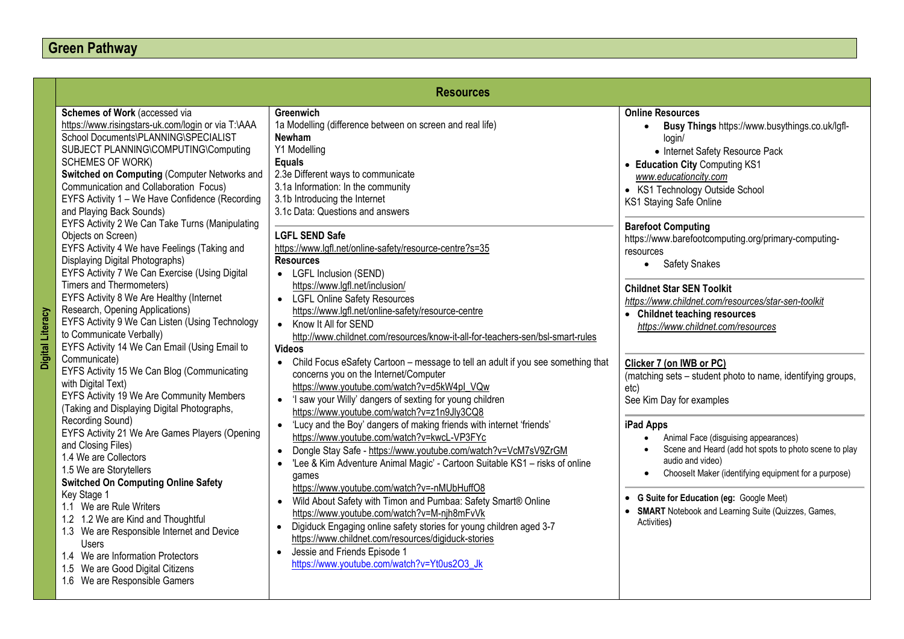## Green Pathway

**Digital Literacy**

### Resources

**Schemes of Work** (accessed via https://www.risingstars-uk.com/login or via T:\AAA School Documents\PLANNING\SPECIALIST SUBJECT PLANNING\COMPUTING\Computing SCHEMES OF WORK)

**Switched on Computing** (Computer Networks and Communication and Collaboration Focus)

EYFS Activity 1 – We Have Confidence (Recording and Playing Back Sounds)
EYFS Activity 2 We Can Take Turns (Manipulating Objects on Screen)
EYFS Activity 4 We have Feelings (Taking and Displaying Digital Photographs)
EYFS Activity 7 We Can Exercise (Using Digital Timers and Thermometers)
EYFS Activity 8 We Are Healthy (Internet Research, Opening Applications)
EYFS Activity 9 We Can Listen (Using Technology to Communicate Verbally)
EYFS Activity 14 We Can Email (Using Email to Communicate)
EYFS Activity 15 We Can Blog (Communicating with Digital Text)
EYFS Activity 19 We Are Community Members (Taking and Displaying Digital Photographs, Recording Sound)
EYFS Activity 21 We Are Games Players (Opening and Closing Files)
1.4 We are Collectors
1.5 We are Storytellers

**Switched On Computing Online Safety**

Key Stage 1

1.1 We are Rule Writers
1.2 1.2 We are Kind and Thoughtful
1.3 We are Responsible Internet and Device Users
1.4 We are Information Protectors
1.5 We are Good Digital Citizens
1.6 We are Responsible Gamers

**Greenwich**

1a Modelling (difference between on screen and real life)

**Newham**

Y1 Modelling

**Equals**

2.3e Different ways to communicate
3.1a Information: In the community
3.1b Introducing the Internet
3.1c Data: Questions and answers

**LGFL SEND Safe**

https://www.lgfl.net/online-safety/resource-centre?s=35

**Resources**

- LGFL Inclusion (SEND) https://www.lgfl.net/inclusion/
- LGFL Online Safety Resources https://www.lgfl.net/online-safety/resource-centre
- Know It All for SEND http://www.childnet.com/resources/know-it-all-for-teachers-sen/bsl-smart-rules

**Videos**

- Child Focus eSafety Cartoon – message to tell an adult if you see something that concerns you on the Internet/Computer https://www.youtube.com/watch?v=d5kW4pI_VQw
- 'I saw your Willy' dangers of sexting for young children https://www.youtube.com/watch?v=z1n9Jly3CQ8
- 'Lucy and the Boy' dangers of making friends with internet 'friends' https://www.youtube.com/watch?v=kwcL-VP3FYc
- Dongle Stay Safe - https://www.youtube.com/watch?v=VcM7sV9ZrGM
- 'Lee & Kim Adventure Animal Magic' - Cartoon Suitable KS1 – risks of online games https://www.youtube.com/watch?v=-nMUbHuffO8
- Wild About Safety with Timon and Pumbaa: Safety Smart® Online https://www.youtube.com/watch?v=M-njh8mFvVk
- Digiduck Engaging online safety stories for young children aged 3-7 https://www.childnet.com/resources/digiduck-stories
- Jessie and Friends Episode 1 https://www.youtube.com/watch?v=Yt0us2O3_Jk

**Online Resources**

- **Busy Things** https://www.busythings.co.uk/lgfl-login/
  - Internet Safety Resource Pack
- **Education City** Computing KS1 *www.educationcity.com*
- KS1 Technology Outside School

KS1 Staying Safe Online

**Barefoot Computing**

https://www.barefootcomputing.org/primary-computing-resources

- Safety Snakes

**Childnet Star SEN Toolkit**

*https://www.childnet.com/resources/star-sen-toolkit*

- **Childnet teaching resources** *https://www.childnet.com/resources*

**Clicker 7 (on IWB or PC)**

(matching sets – student photo to name, identifying groups, etc)

See Kim Day for examples

**iPad Apps**

- Animal Face (disguising appearances)
- Scene and Heard (add hot spots to photo scene to play audio and video)
- ChooseIt Maker (identifying equipment for a purpose)

- **G Suite for Education (eg:** Google Meet)
- **SMART** Notebook and Learning Suite (Quizzes, Games, Activities**)**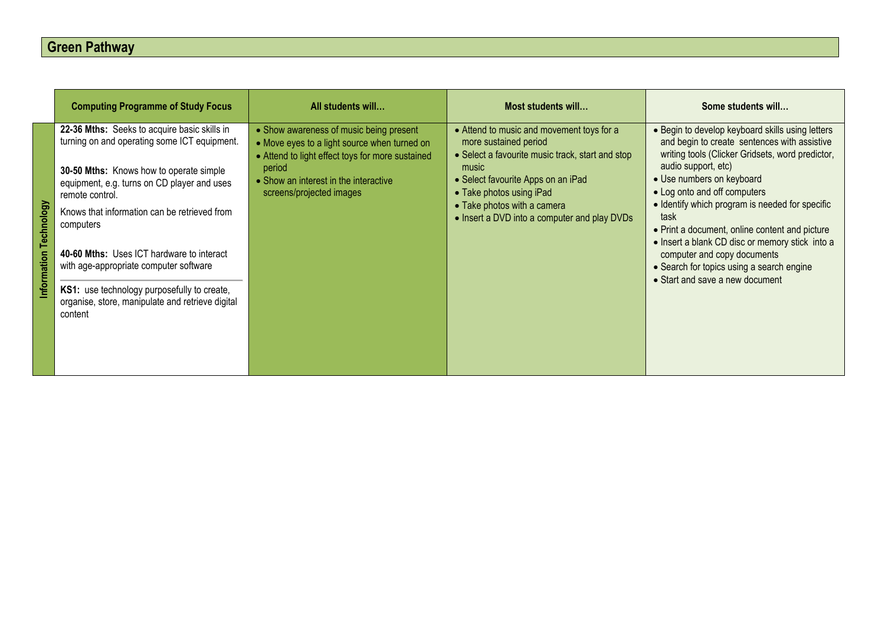## Green Pathway

| | Computing Programme of Study Focus | All students will… | Most students will… | Some students will… |
|---|---|---|---|---|
| **Information Technology** | **22-36 Mths:** Seeks to acquire basic skills in turning on and operating some ICT equipment.<br><br>**30-50 Mths:** Knows how to operate simple equipment, e.g. turns on CD player and uses remote control.<br><br>Knows that information can be retrieved from computers<br><br>**40-60 Mths:** Uses ICT hardware to interact with age-appropriate computer software<br><br>**KS1:** use technology purposefully to create, organise, store, manipulate and retrieve digital content | • Show awareness of music being present<br>• Move eyes to a light source when turned on<br>• Attend to light effect toys for more sustained period<br>• Show an interest in the interactive screens/projected images | • Attend to music and movement toys for a more sustained period<br>• Select a favourite music track, start and stop music<br>• Select favourite Apps on an iPad<br>• Take photos using iPad<br>• Take photos with a camera<br>• Insert a DVD into a computer and play DVDs | • Begin to develop keyboard skills using letters and begin to create sentences with assistive writing tools (Clicker Gridsets, word predictor, audio support, etc)<br>• Use numbers on keyboard<br>• Log onto and off computers<br>• Identify which program is needed for specific task<br>• Print a document, online content and picture<br>• Insert a blank CD disc or memory stick into a computer and copy documents<br>• Search for topics using a search engine<br>• Start and save a new document |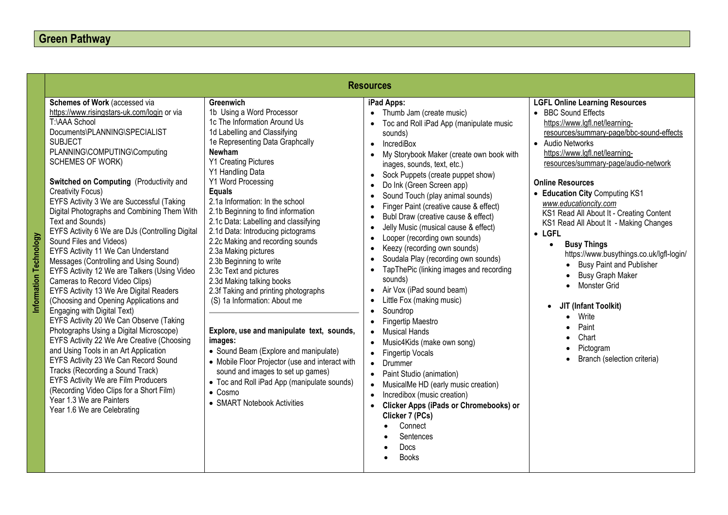## Green Pathway

| Information Technology | Resources | | | |
|---|---|---|---|---|
| | **Schemes of Work** (accessed via https://www.risingstars-uk.com/login or via T:\AAA School Documents\PLANNING\SPECIALIST SUBJECT PLANNING\COMPUTING\Computing SCHEMES OF WORK)<br><br>**Switched on Computing** (Productivity and Creativity Focus)<br>EYFS Activity 3 We are Successful (Taking Digital Photographs and Combining Them With Text and Sounds)<br>EYFS Activity 6 We are DJs (Controlling Digital Sound Files and Videos)<br>EYFS Activity 11 We Can Understand Messages (Controlling and Using Sound)<br>EYFS Activity 12 We are Talkers (Using Video Cameras to Record Video Clips)<br>EYFS Activity 13 We Are Digital Readers (Choosing and Opening Applications and Engaging with Digital Text)<br>EYFS Activity 20 We Can Observe (Taking Photographs Using a Digital Microscope)<br>EYFS Activity 22 We Are Creative (Choosing and Using Tools in an Art Application<br>EYFS Activity 23 We Can Record Sound Tracks (Recording a Sound Track)<br>EYFS Activity We are Film Producers (Recording Video Clips for a Short Film)<br>Year 1.3 We are Painters<br>Year 1.6 We are Celebrating | **Greenwich**<br>1b Using a Word Processor<br>1c The Information Around Us<br>1d Labelling and Classifying<br>1e Representing Data Graphcally<br>**Newham**<br>Y1 Creating Pictures<br>Y1 Handling Data<br>Y1 Word Processing<br>**Equals**<br>2.1a Information: In the school<br>2.1b Beginning to find information<br>2.1c Data: Labelling and classifying<br>2.1d Data: Introducing pictograms<br>2.2c Making and recording sounds<br>2.3a Making pictures<br>2.3b Beginning to write<br>2.3c Text and pictures<br>2.3d Making talking books<br>2.3f Taking and printing photographs<br>(S) 1a Information: About me<br><br>**Explore, use and manipulate text, sounds, images:**<br>• Sound Beam (Explore and manipulate)<br>• Mobile Floor Projector (use and interact with sound and images to set up games)<br>• Toc and Roll iPad App (manipulate sounds)<br>• Cosmo<br>• SMART Notebook Activities | **iPad Apps:**<br>• Thumb Jam (create music)<br>• Toc and Roll iPad App (manipulate music sounds)<br>• IncrediBox<br>• My Storybook Maker (create own book with inages, sounds, text, etc.)<br>• Sock Puppets (create puppet show)<br>• Do Ink (Green Screen app)<br>• Sound Touch (play animal sounds)<br>• Finger Paint (creative cause & effect)<br>• Bubl Draw (creative cause & effect)<br>• Jelly Music (musical cause & effect)<br>• Looper (recording own sounds)<br>• Keezy (recording own sounds)<br>• Soudala Play (recording own sounds)<br>• TapThePic (linking images and recording sounds)<br>• Air Vox (iPad sound beam)<br>• Little Fox (making music)<br>• Soundrop<br>• Fingertip Maestro<br>• Musical Hands<br>• Music4Kids (make own song)<br>• Fingertip Vocals<br>• Drummer<br>• Paint Studio (animation)<br>• MusicalMe HD (early music creation)<br>• Incredibox (music creation)<br>• **Clicker Apps (iPads or Chromebooks) or Clicker 7 (PCs)**<br>&nbsp;&nbsp;• Connect<br>&nbsp;&nbsp;• Sentences<br>&nbsp;&nbsp;• Docs<br>&nbsp;&nbsp;• Books | **LGFL Online Learning Resources**<br>• BBC Sound Effects https://www.lgfl.net/learning-resources/summary-page/bbc-sound-effects<br>• Audio Networks https://www.lgfl.net/learning-resources/summary-page/audio-network<br><br>**Online Resources**<br>• **Education City** Computing KS1 *www.educationcity.com*<br>KS1 Read All About It - Creating Content<br>KS1 Read All About It - Making Changes<br>• **LGFL**<br>&nbsp;&nbsp;• **Busy Things** https://www.busythings.co.uk/lgfl-login/<br>&nbsp;&nbsp;&nbsp;&nbsp;• Busy Paint and Publisher<br>&nbsp;&nbsp;&nbsp;&nbsp;• Busy Graph Maker<br>&nbsp;&nbsp;&nbsp;&nbsp;• Monster Grid<br>&nbsp;&nbsp;• **JIT (Infant Toolkit)**<br>&nbsp;&nbsp;&nbsp;&nbsp;• Write<br>&nbsp;&nbsp;&nbsp;&nbsp;• Paint<br>&nbsp;&nbsp;&nbsp;&nbsp;• Chart<br>&nbsp;&nbsp;&nbsp;&nbsp;• Pictogram<br>&nbsp;&nbsp;&nbsp;&nbsp;• Branch (selection criteria) |